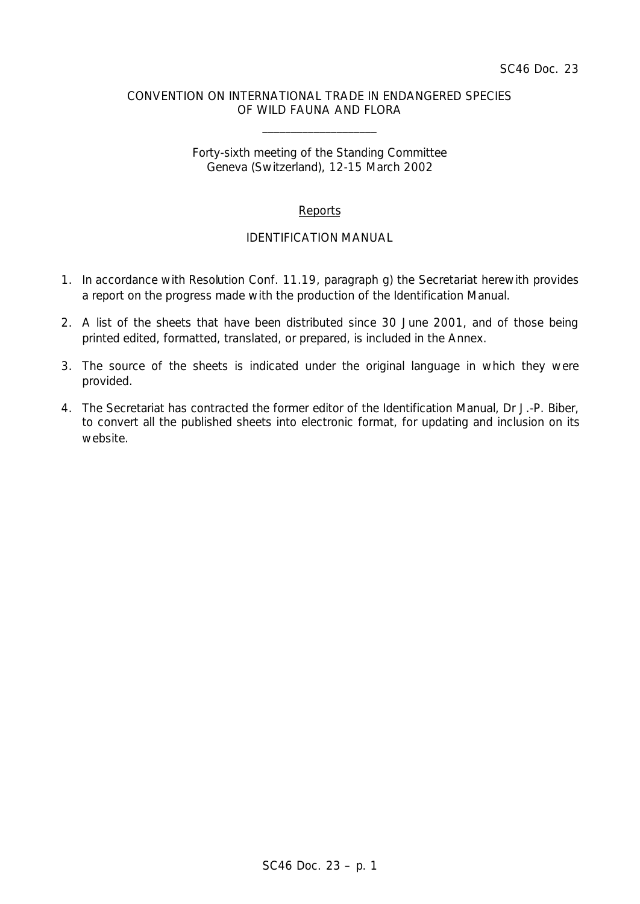SC46 Doc. 23

CONVENTION ON INTERNATIONAL TRADE IN ENDANGERED SPECIES
OF WILD FAUNA AND FLORA

---

Forty-sixth meeting of the Standing Committee
Geneva (Switzerland), 12-15 March 2002

## Reports

## IDENTIFICATION MANUAL

1. In accordance with Resolution Conf. 11.19, paragraph g) the Secretariat herewith provides a report on the progress made with the production of the Identification Manual.

2. A list of the sheets that have been distributed since 30 June 2001, and of those being printed edited, formatted, translated, or prepared, is included in the Annex.

3. The source of the sheets is indicated under the original language in which they were provided.

4. The Secretariat has contracted the former editor of the Identification Manual, Dr J.-P. Biber, to convert all the published sheets into electronic format, for updating and inclusion on its website.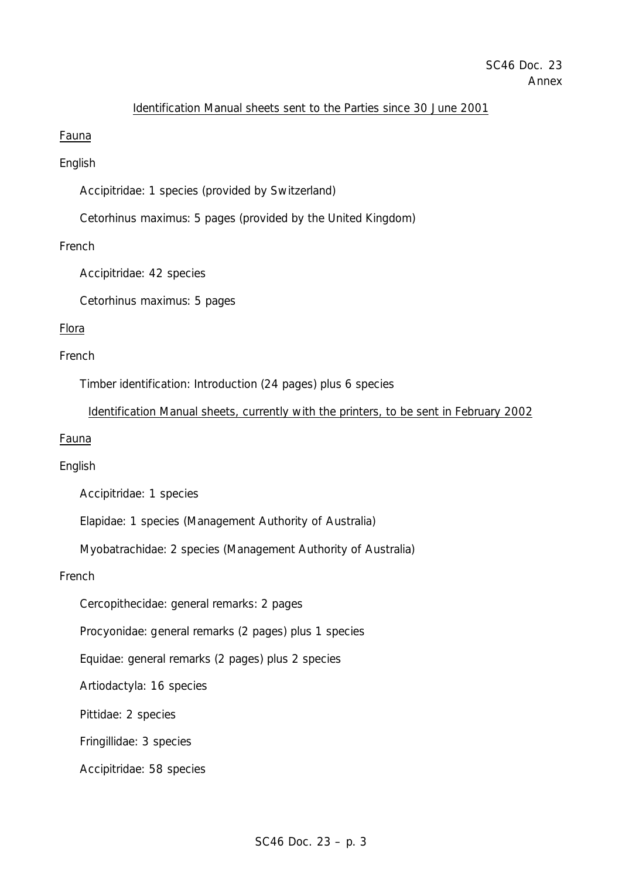SC46 Doc. 23
Annex

Identification Manual sheets sent to the Parties since 30 June 2001

Fauna

English

Accipitridae: 1 species (provided by Switzerland)

Cetorhinus maximus: 5 pages (provided by the United Kingdom)

French

Accipitridae: 42 species

Cetorhinus maximus: 5 pages

Flora

French

Timber identification: Introduction (24 pages) plus 6 species

Identification Manual sheets, currently with the printers, to be sent in February 2002

Fauna

English

Accipitridae: 1 species

Elapidae: 1 species (Management Authority of Australia)

Myobatrachidae: 2 species (Management Authority of Australia)

French

Cercopithecidae: general remarks: 2 pages

Procyonidae: general remarks (2 pages) plus 1 species

Equidae: general remarks (2 pages) plus 2 species

Artiodactyla: 16 species

Pittidae: 2 species

Fringillidae: 3 species

Accipitridae: 58 species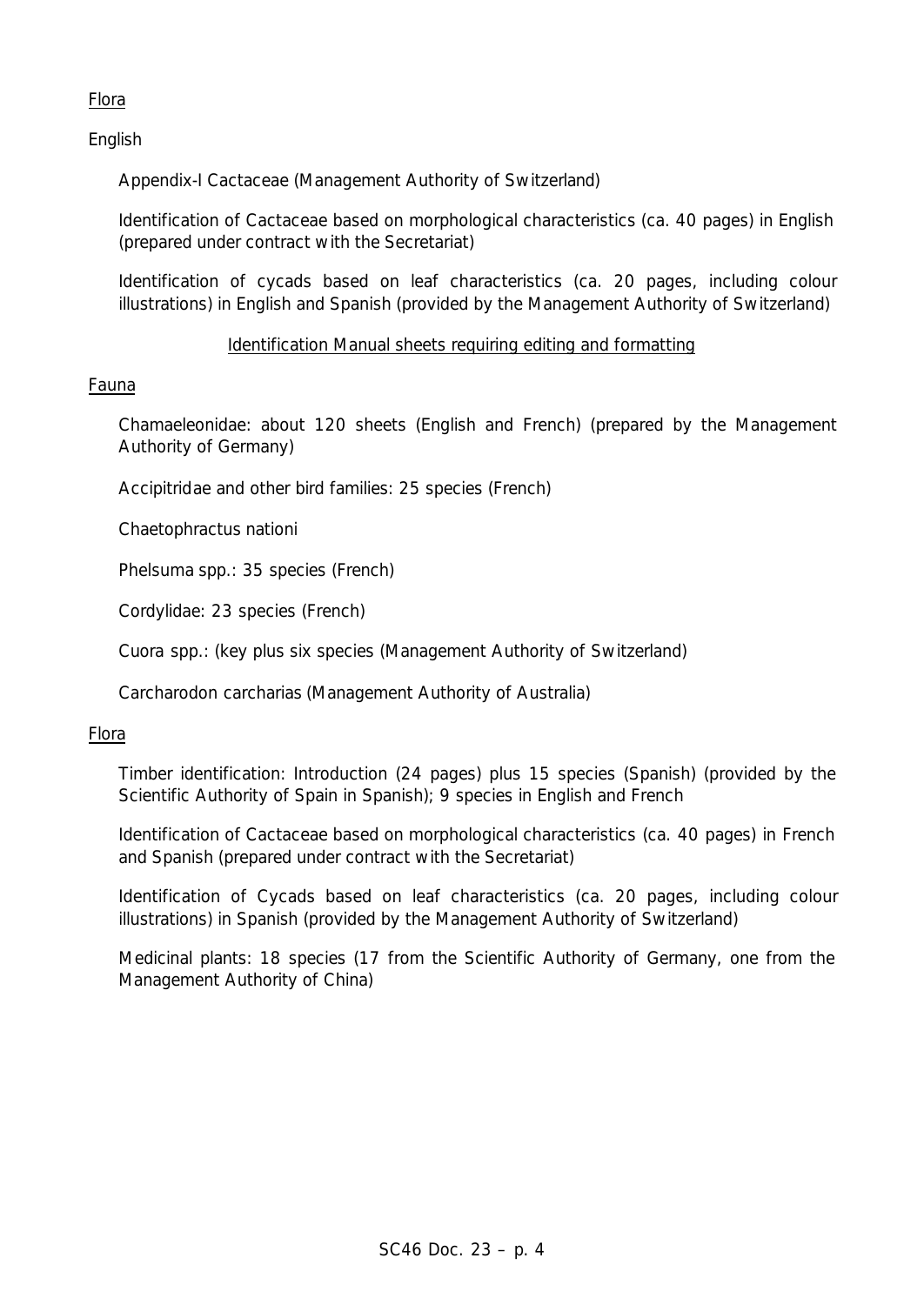Flora

English

Appendix-I Cactaceae (Management Authority of Switzerland)

Identification of Cactaceae based on morphological characteristics (ca. 40 pages) in English (prepared under contract with the Secretariat)

Identification of cycads based on leaf characteristics (ca. 20 pages, including colour illustrations) in English and Spanish (provided by the Management Authority of Switzerland)

Identification Manual sheets requiring editing and formatting

Fauna

Chamaeleonidae: about 120 sheets (English and French) (prepared by the Management Authority of Germany)

Accipitridae and other bird families: 25 species (French)

*Chaetophractus nationi*

*Phelsuma* spp.: 35 species (French)

Cordylidae: 23 species (French)

*Cuora* spp.: (key plus six species (Management Authority of Switzerland)

*Carcharodon carcharias* (Management Authority of Australia)

Flora

Timber identification: Introduction (24 pages) plus 15 species (Spanish) (provided by the Scientific Authority of Spain in Spanish); 9 species in English and French

Identification of Cactaceae based on morphological characteristics (ca. 40 pages) in French and Spanish (prepared under contract with the Secretariat)

Identification of Cycads based on leaf characteristics (ca. 20 pages, including colour illustrations) in Spanish (provided by the Management Authority of Switzerland)

Medicinal plants: 18 species (17 from the Scientific Authority of Germany, one from the Management Authority of China)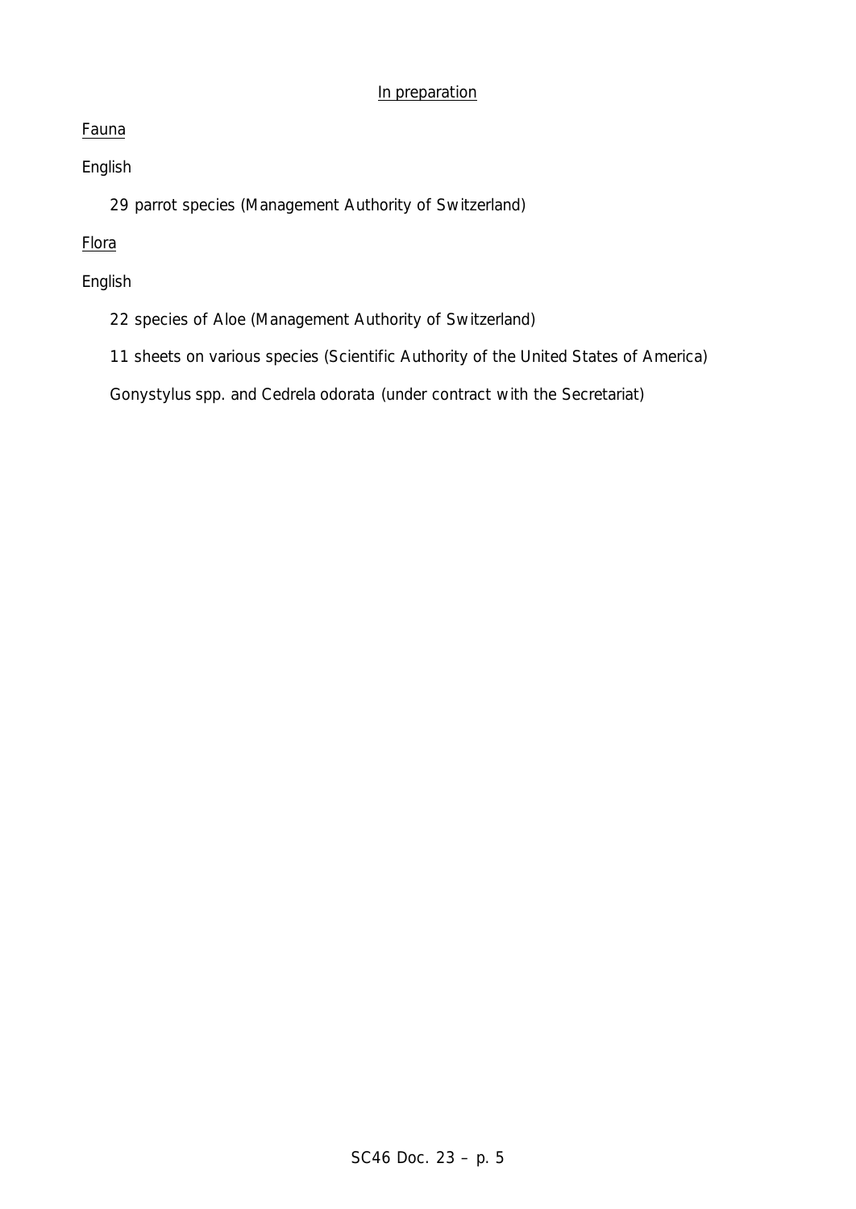<u>In preparation</u>

<u>Fauna</u>

English

29 parrot species (Management Authority of Switzerland)

<u>Flora</u>

English

22 species of Aloe (Management Authority of Switzerland)

11 sheets on various species (Scientific Authority of the United States of America)

*Gonystylus* spp. and *Cedrela odorata* (under contract with the Secretariat)